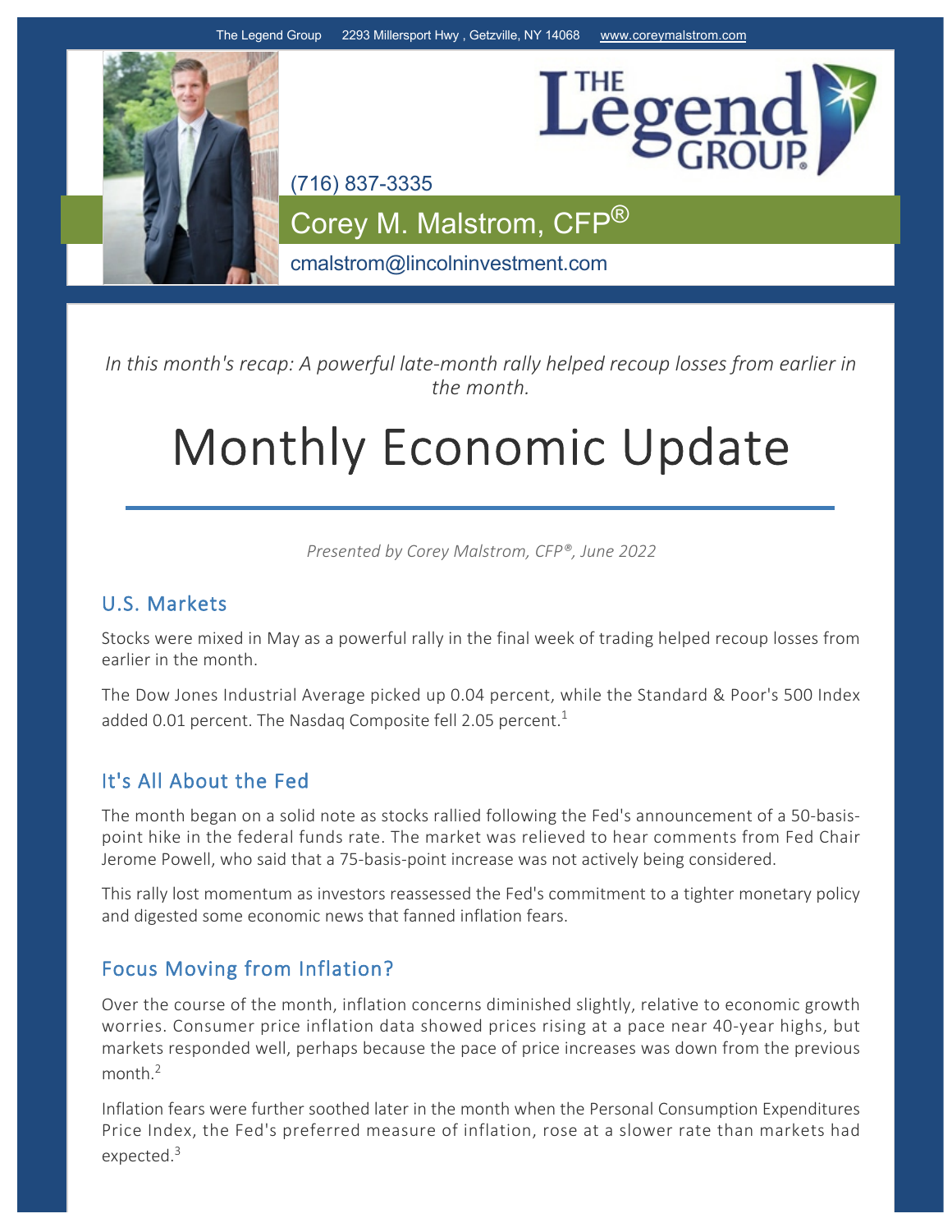The Legend Group 2293 Millersport Hwy , Getzville, NY 14068 www.coreymalstrom.com

(716) 837-3335

Corey M. Malstrom, CFP®

cmalstrom@lincolninvestment.com

*In this month's recap: A powerful late-month rally helped recoup losses from earlier in the month.*

# Monthly Economic Update

*Presented by Corey Malstrom, CFP®, June 2022*

## U.S. Markets

Stocks were mixed in May as a powerful rally in the final week of trading helped recoup losses from earlier in the month.

The Dow Jones Industrial Average picked up 0.04 percent, while the Standard & Poor's 500 Index added 0.01 percent. The Nasdaq Composite fell 2.05 percent.[1]

## It's All About the Fed

The month began on a solid note as stocks rallied following the Fed's announcement of a 50-basis-point hike in the federal funds rate. The market was relieved to hear comments from Fed Chair Jerome Powell, who said that a 75-basis-point increase was not actively being considered.

This rally lost momentum as investors reassessed the Fed's commitment to a tighter monetary policy and digested some economic news that fanned inflation fears.

## Focus Moving from Inflation?

Over the course of the month, inflation concerns diminished slightly, relative to economic growth worries. Consumer price inflation data showed prices rising at a pace near 40-year highs, but markets responded well, perhaps because the pace of price increases was down from the previous month.[2]

Inflation fears were further soothed later in the month when the Personal Consumption Expenditures Price Index, the Fed's preferred measure of inflation, rose at a slower rate than markets had expected.[3]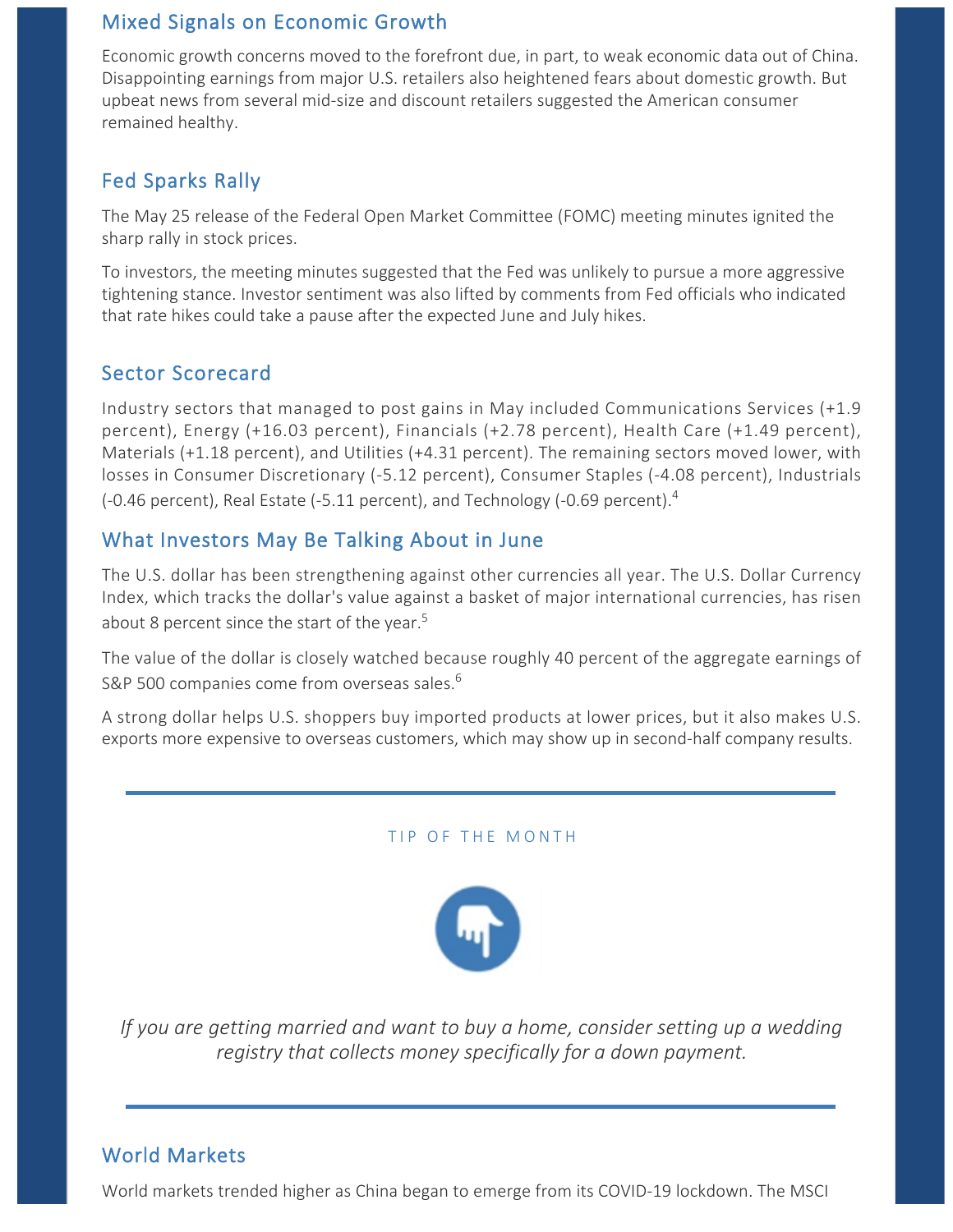## Mixed Signals on Economic Growth

Economic growth concerns moved to the forefront due, in part, to weak economic data out of China. Disappointing earnings from major U.S. retailers also heightened fears about domestic growth. But upbeat news from several mid-size and discount retailers suggested the American consumer remained healthy.

## Fed Sparks Rally

The May 25 release of the Federal Open Market Committee (FOMC) meeting minutes ignited the sharp rally in stock prices.

To investors, the meeting minutes suggested that the Fed was unlikely to pursue a more aggressive tightening stance. Investor sentiment was also lifted by comments from Fed officials who indicated that rate hikes could take a pause after the expected June and July hikes.

## Sector Scorecard

Industry sectors that managed to post gains in May included Communications Services (+1.9 percent), Energy (+16.03 percent), Financials (+2.78 percent), Health Care (+1.49 percent), Materials (+1.18 percent), and Utilities (+4.31 percent). The remaining sectors moved lower, with losses in Consumer Discretionary (-5.12 percent), Consumer Staples (-4.08 percent), Industrials (-0.46 percent), Real Estate (-5.11 percent), and Technology (-0.69 percent).[4]

## What Investors May Be Talking About in June

The U.S. dollar has been strengthening against other currencies all year. The U.S. Dollar Currency Index, which tracks the dollar's value against a basket of major international currencies, has risen about 8 percent since the start of the year.[5]

The value of the dollar is closely watched because roughly 40 percent of the aggregate earnings of S&P 500 companies come from overseas sales.[6]

A strong dollar helps U.S. shoppers buy imported products at lower prices, but it also makes U.S. exports more expensive to overseas customers, which may show up in second-half company results.

---

TIP OF THE MONTH

*If you are getting married and want to buy a home, consider setting up a wedding registry that collects money specifically for a down payment.*

---

## World Markets

World markets trended higher as China began to emerge from its COVID-19 lockdown. The MSCI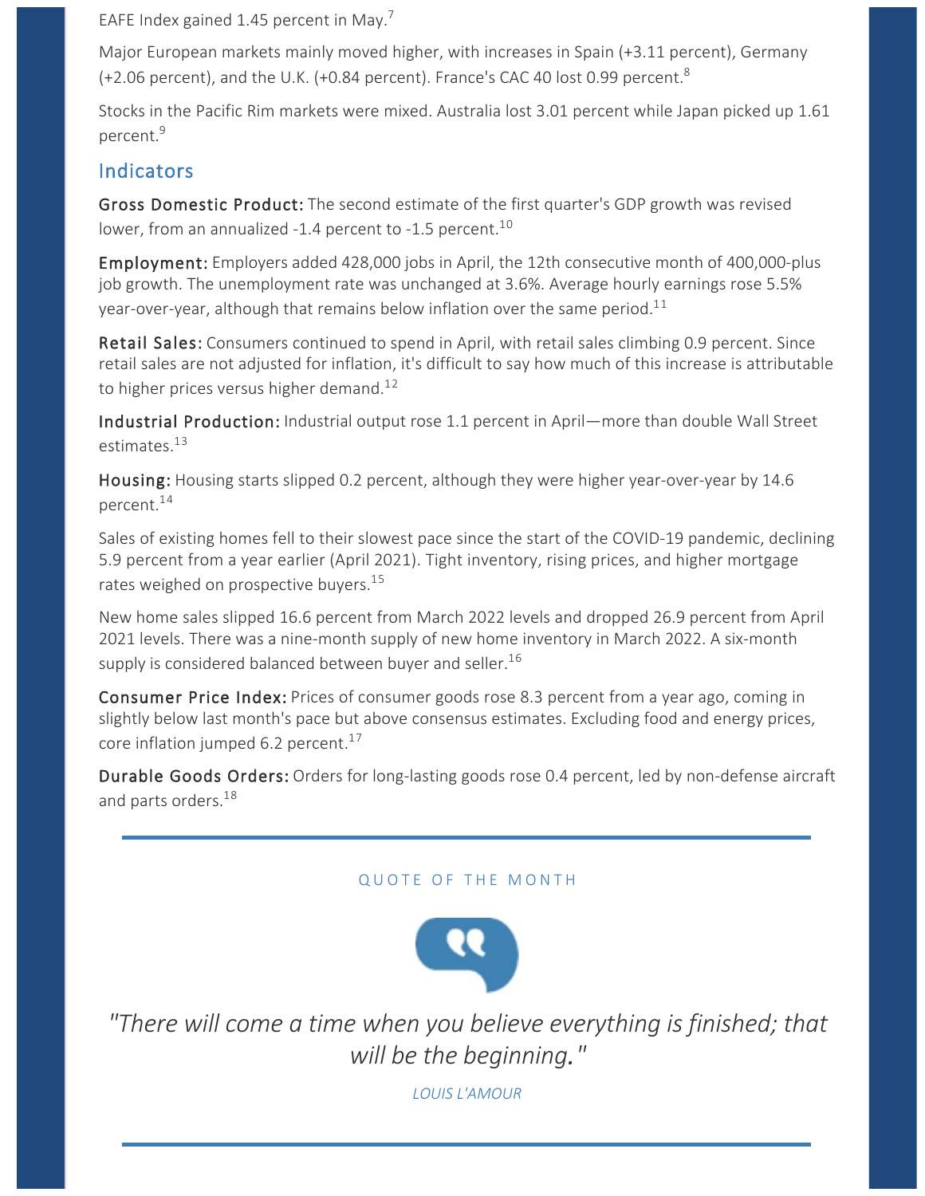EAFE Index gained 1.45 percent in May.[7]

Major European markets mainly moved higher, with increases in Spain (+3.11 percent), Germany (+2.06 percent), and the U.K. (+0.84 percent). France's CAC 40 lost 0.99 percent.[8]

Stocks in the Pacific Rim markets were mixed. Australia lost 3.01 percent while Japan picked up 1.61 percent.[9]

## Indicators

**Gross Domestic Product:** The second estimate of the first quarter's GDP growth was revised lower, from an annualized -1.4 percent to -1.5 percent.[10]

**Employment:** Employers added 428,000 jobs in April, the 12th consecutive month of 400,000-plus job growth. The unemployment rate was unchanged at 3.6%. Average hourly earnings rose 5.5% year-over-year, although that remains below inflation over the same period.[11]

**Retail Sales:** Consumers continued to spend in April, with retail sales climbing 0.9 percent. Since retail sales are not adjusted for inflation, it's difficult to say how much of this increase is attributable to higher prices versus higher demand.[12]

**Industrial Production:** Industrial output rose 1.1 percent in April—more than double Wall Street estimates.[13]

**Housing:** Housing starts slipped 0.2 percent, although they were higher year-over-year by 14.6 percent.[14]

Sales of existing homes fell to their slowest pace since the start of the COVID-19 pandemic, declining 5.9 percent from a year earlier (April 2021). Tight inventory, rising prices, and higher mortgage rates weighed on prospective buyers.[15]

New home sales slipped 16.6 percent from March 2022 levels and dropped 26.9 percent from April 2021 levels. There was a nine-month supply of new home inventory in March 2022. A six-month supply is considered balanced between buyer and seller.[16]

**Consumer Price Index:** Prices of consumer goods rose 8.3 percent from a year ago, coming in slightly below last month's pace but above consensus estimates. Excluding food and energy prices, core inflation jumped 6.2 percent.[17]

**Durable Goods Orders:** Orders for long-lasting goods rose 0.4 percent, led by non-defense aircraft and parts orders.[18]

---

QUOTE OF THE MONTH

*"There will come a time when you believe everything is finished; that will be the beginning."*

*LOUIS L'AMOUR*

---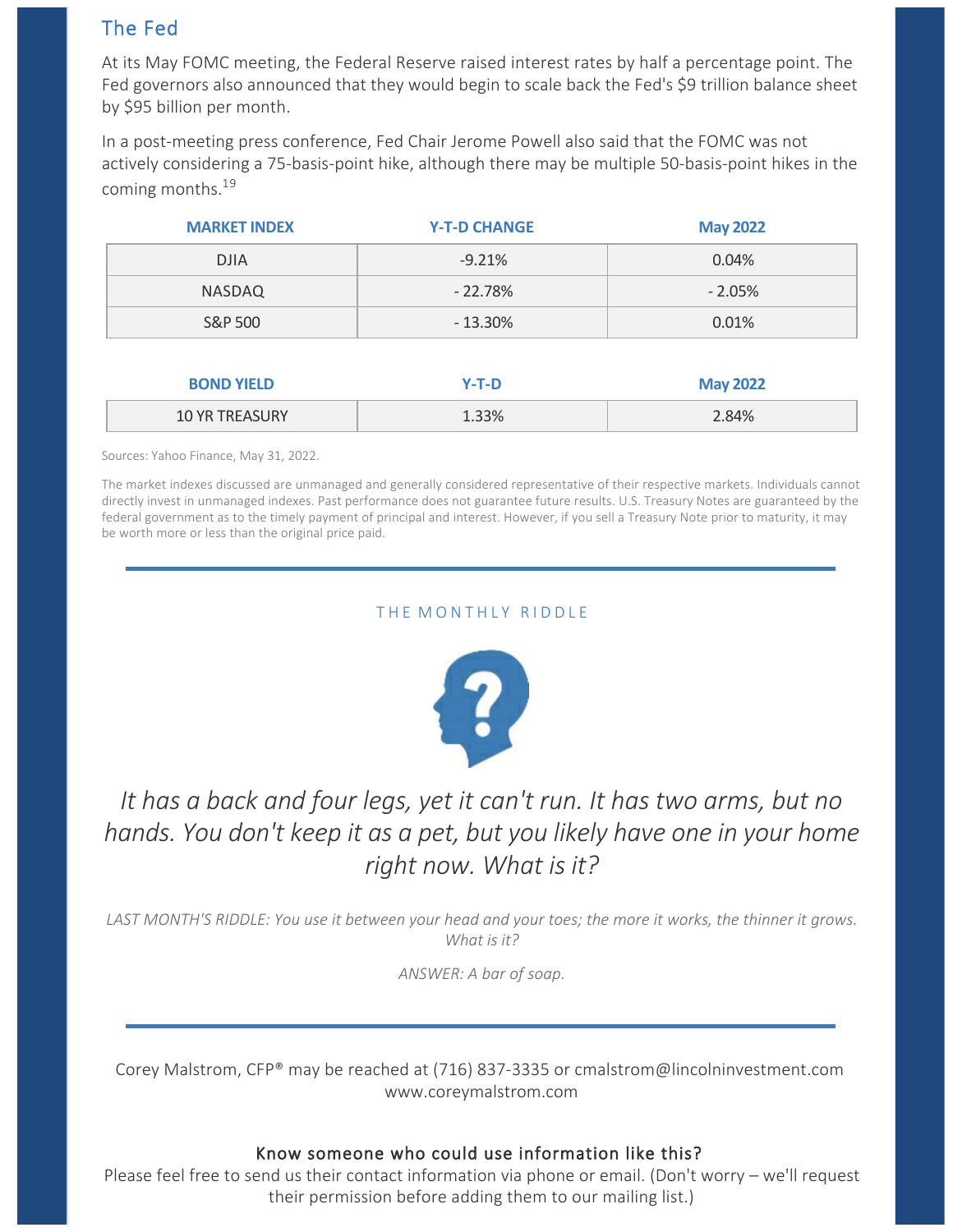## The Fed

At its May FOMC meeting, the Federal Reserve raised interest rates by half a percentage point. The Fed governors also announced that they would begin to scale back the Fed's $9 trillion balance sheet by $95 billion per month.

In a post-meeting press conference, Fed Chair Jerome Powell also said that the FOMC was not actively considering a 75-basis-point hike, although there may be multiple 50-basis-point hikes in the coming months.[19]

| MARKET INDEX | Y-T-D CHANGE | May 2022 |
|---|---|---|
| DJIA | -9.21% | 0.04% |
| NASDAQ | - 22.78% | - 2.05% |
| S&P 500 | - 13.30% | 0.01% |

| BOND YIELD | Y-T-D | May 2022 |
|---|---|---|
| 10 YR TREASURY | 1.33% | 2.84% |

Sources: Yahoo Finance, May 31, 2022.

The market indexes discussed are unmanaged and generally considered representative of their respective markets. Individuals cannot directly invest in unmanaged indexes. Past performance does not guarantee future results. U.S. Treasury Notes are guaranteed by the federal government as to the timely payment of principal and interest. However, if you sell a Treasury Note prior to maturity, it may be worth more or less than the original price paid.

---

### THE MONTHLY RIDDLE

*It has a back and four legs, yet it can't run. It has two arms, but no hands. You don't keep it as a pet, but you likely have one in your home right now. What is it?*

*LAST MONTH'S RIDDLE: You use it between your head and your toes; the more it works, the thinner it grows. What is it?*

*ANSWER: A bar of soap.*

---

Corey Malstrom, CFP® may be reached at (716) 837-3335 or cmalstrom@lincolninvestment.com
www.coreymalstrom.com

**Know someone who could use information like this?**
Please feel free to send us their contact information via phone or email. (Don't worry – we'll request their permission before adding them to our mailing list.)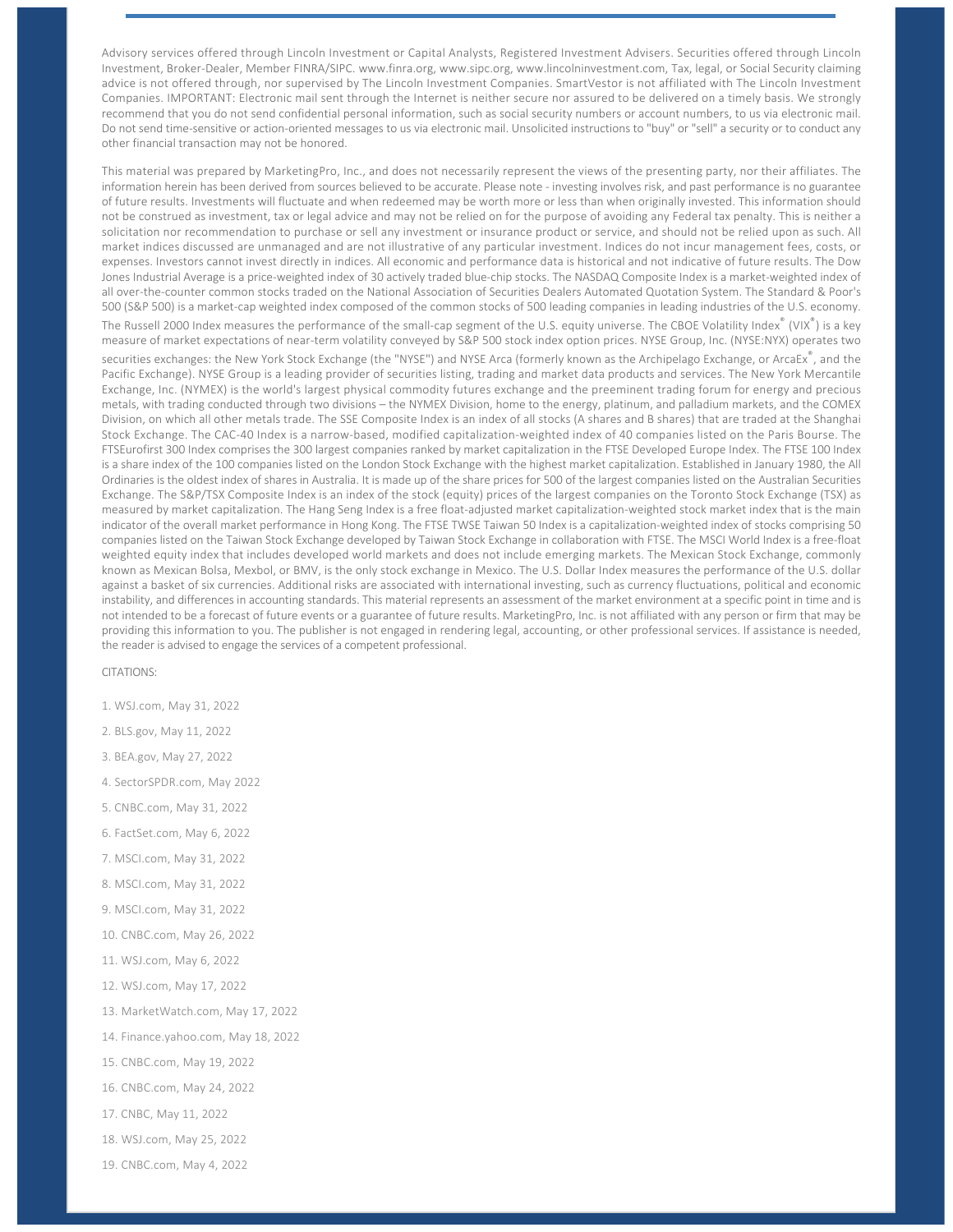Advisory services offered through Lincoln Investment or Capital Analysts, Registered Investment Advisers. Securities offered through Lincoln Investment, Broker-Dealer, Member FINRA/SIPC. www.finra.org, www.sipc.org, www.lincolninvestment.com, Tax, legal, or Social Security claiming advice is not offered through, nor supervised by The Lincoln Investment Companies. SmartVestor is not affiliated with The Lincoln Investment Companies. IMPORTANT: Electronic mail sent through the Internet is neither secure nor assured to be delivered on a timely basis. We strongly recommend that you do not send confidential personal information, such as social security numbers or account numbers, to us via electronic mail. Do not send time-sensitive or action-oriented messages to us via electronic mail. Unsolicited instructions to "buy" or "sell" a security or to conduct any other financial transaction may not be honored.

This material was prepared by MarketingPro, Inc., and does not necessarily represent the views of the presenting party, nor their affiliates. The information herein has been derived from sources believed to be accurate. Please note - investing involves risk, and past performance is no guarantee of future results. Investments will fluctuate and when redeemed may be worth more or less than when originally invested. This information should not be construed as investment, tax or legal advice and may not be relied on for the purpose of avoiding any Federal tax penalty. This is neither a solicitation nor recommendation to purchase or sell any investment or insurance product or service, and should not be relied upon as such. All market indices discussed are unmanaged and are not illustrative of any particular investment. Indices do not incur management fees, costs, or expenses. Investors cannot invest directly in indices. All economic and performance data is historical and not indicative of future results. The Dow Jones Industrial Average is a price-weighted index of 30 actively traded blue-chip stocks. The NASDAQ Composite Index is a market-weighted index of all over-the-counter common stocks traded on the National Association of Securities Dealers Automated Quotation System. The Standard & Poor's 500 (S&P 500) is a market-cap weighted index composed of the common stocks of 500 leading companies in leading industries of the U.S. economy. The Russell 2000 Index measures the performance of the small-cap segment of the U.S. equity universe. The CBOE Volatility Index® (VIX®) is a key measure of market expectations of near-term volatility conveyed by S&P 500 stock index option prices. NYSE Group, Inc. (NYSE:NYX) operates two securities exchanges: the New York Stock Exchange (the "NYSE") and NYSE Arca (formerly known as the Archipelago Exchange, or ArcaEx®, and the Pacific Exchange). NYSE Group is a leading provider of securities listing, trading and market data products and services. The New York Mercantile Exchange, Inc. (NYMEX) is the world's largest physical commodity futures exchange and the preeminent trading forum for energy and precious metals, with trading conducted through two divisions – the NYMEX Division, home to the energy, platinum, and palladium markets, and the COMEX Division, on which all other metals trade. The SSE Composite Index is an index of all stocks (A shares and B shares) that are traded at the Shanghai Stock Exchange. The CAC-40 Index is a narrow-based, modified capitalization-weighted index of 40 companies listed on the Paris Bourse. The FTSEurofirst 300 Index comprises the 300 largest companies ranked by market capitalization in the FTSE Developed Europe Index. The FTSE 100 Index is a share index of the 100 companies listed on the London Stock Exchange with the highest market capitalization. Established in January 1980, the All Ordinaries is the oldest index of shares in Australia. It is made up of the share prices for 500 of the largest companies listed on the Australian Securities Exchange. The S&P/TSX Composite Index is an index of the stock (equity) prices of the largest companies on the Toronto Stock Exchange (TSX) as measured by market capitalization. The Hang Seng Index is a free float-adjusted market capitalization-weighted stock market index that is the main indicator of the overall market performance in Hong Kong. The FTSE TWSE Taiwan 50 Index is a capitalization-weighted index of stocks comprising 50 companies listed on the Taiwan Stock Exchange developed by Taiwan Stock Exchange in collaboration with FTSE. The MSCI World Index is a free-float weighted equity index that includes developed world markets and does not include emerging markets. The Mexican Stock Exchange, commonly known as Mexican Bolsa, Mexbol, or BMV, is the only stock exchange in Mexico. The U.S. Dollar Index measures the performance of the U.S. dollar against a basket of six currencies. Additional risks are associated with international investing, such as currency fluctuations, political and economic instability, and differences in accounting standards. This material represents an assessment of the market environment at a specific point in time and is not intended to be a forecast of future events or a guarantee of future results. MarketingPro, Inc. is not affiliated with any person or firm that may be providing this information to you. The publisher is not engaged in rendering legal, accounting, or other professional services. If assistance is needed, the reader is advised to engage the services of a competent professional.

CITATIONS:

1. WSJ.com, May 31, 2022
2. BLS.gov, May 11, 2022
3. BEA.gov, May 27, 2022
4. SectorSPDR.com, May 2022
5. CNBC.com, May 31, 2022
6. FactSet.com, May 6, 2022
7. MSCI.com, May 31, 2022
8. MSCI.com, May 31, 2022
9. MSCI.com, May 31, 2022
10. CNBC.com, May 26, 2022
11. WSJ.com, May 6, 2022
12. WSJ.com, May 17, 2022
13. MarketWatch.com, May 17, 2022
14. Finance.yahoo.com, May 18, 2022
15. CNBC.com, May 19, 2022
16. CNBC.com, May 24, 2022
17. CNBC, May 11, 2022
18. WSJ.com, May 25, 2022
19. CNBC.com, May 4, 2022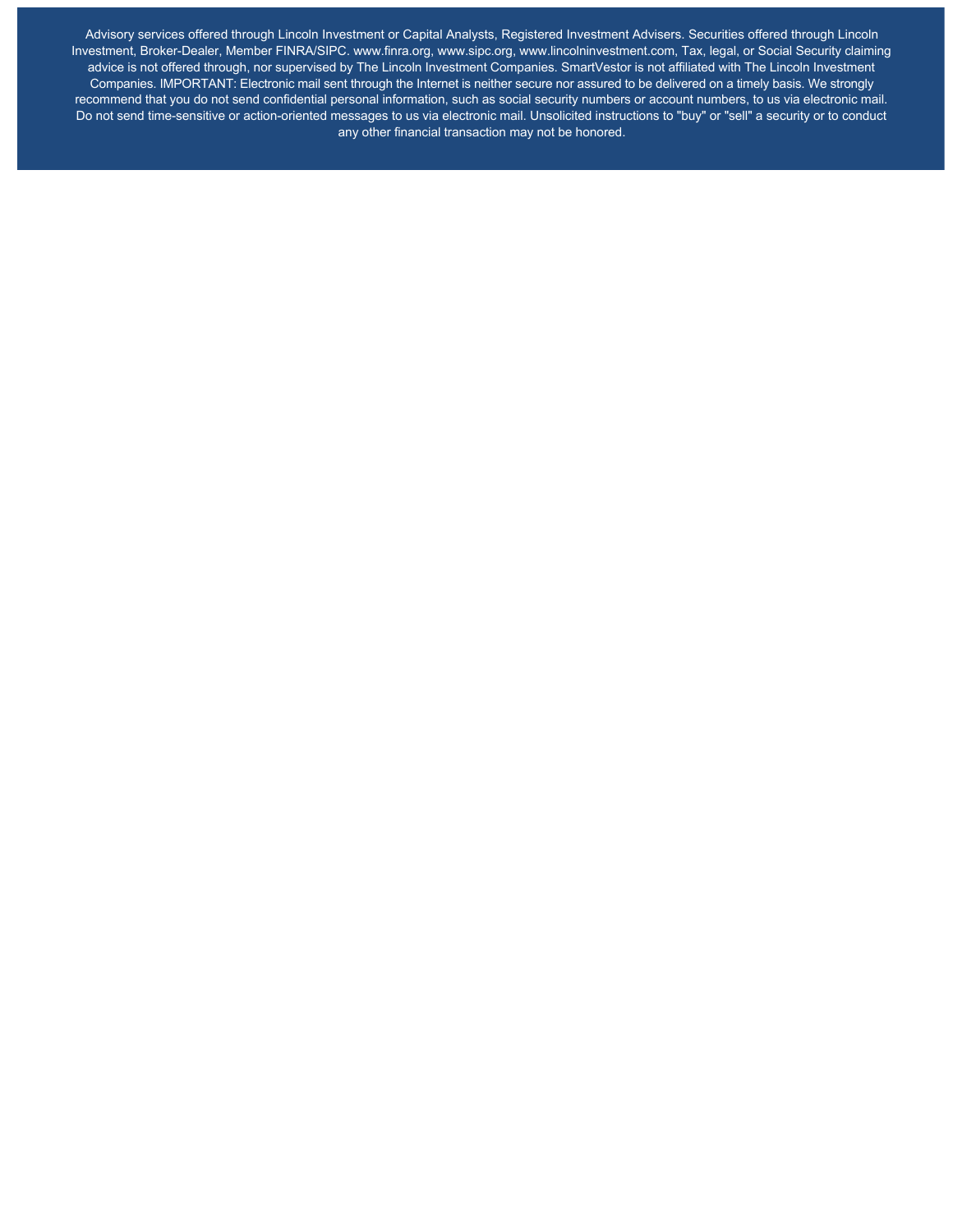Advisory services offered through Lincoln Investment or Capital Analysts, Registered Investment Advisers. Securities offered through Lincoln Investment, Broker-Dealer, Member FINRA/SIPC. www.finra.org, www.sipc.org, www.lincolninvestment.com, Tax, legal, or Social Security claiming advice is not offered through, nor supervised by The Lincoln Investment Companies. SmartVestor is not affiliated with The Lincoln Investment Companies. IMPORTANT: Electronic mail sent through the Internet is neither secure nor assured to be delivered on a timely basis. We strongly recommend that you do not send confidential personal information, such as social security numbers or account numbers, to us via electronic mail. Do not send time-sensitive or action-oriented messages to us via electronic mail. Unsolicited instructions to "buy" or "sell" a security or to conduct any other financial transaction may not be honored.